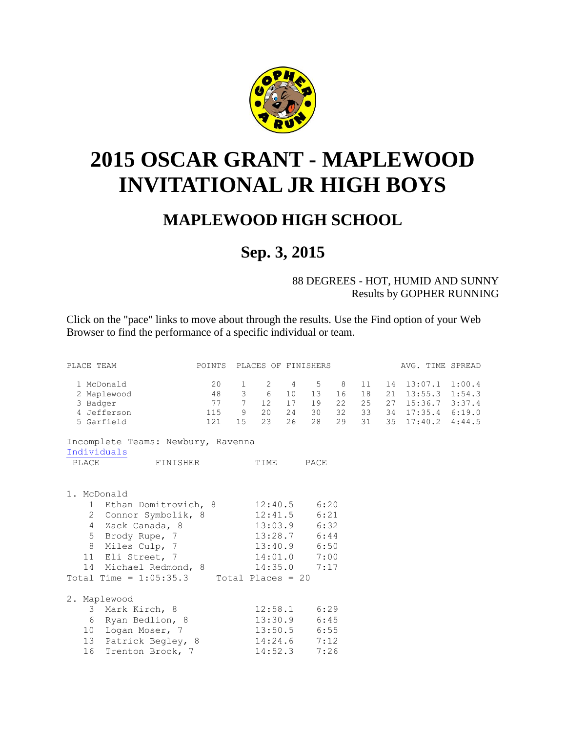# 2015 OSCAR GRANT - MAPLEWOOD INVITATIONAL JR HIGH BOYS

## MAPLEWOOD HIGH SCHOOL

## Sep. 3, 2015

88 DEGREES - HOT, HUMID AND SUNNY
Results by GOPHER RUNNING

Click on the "pace" links to move about through the results. Use the Find option of your Web Browser to find the performance of a specific individual or team.

| PLACE | TEAM | POINTS | PLACES OF FINISHERS | | | | | | | AVG. TIME | SPREAD |
|---|---|---|---|---|---|---|---|---|---|---|---|
| 1 | McDonald | 20 | 1 | 2 | 4 | 5 | 8 | 11 | 14 | 13:07.1 | 1:00.4 |
| 2 | Maplewood | 48 | 3 | 6 | 10 | 13 | 16 | 18 | 21 | 13:55.3 | 1:54.3 |
| 3 | Badger | 77 | 7 | 12 | 17 | 19 | 22 | 25 | 27 | 15:36.7 | 3:37.4 |
| 4 | Jefferson | 115 | 9 | 20 | 24 | 30 | 32 | 33 | 34 | 17:35.4 | 6:19.0 |
| 5 | Garfield | 121 | 15 | 23 | 26 | 28 | 29 | 31 | 35 | 17:40.2 | 4:44.5 |

Incomplete Teams: Newbury, Ravenna

Individuals

| PLACE | FINISHER | TIME | PACE |
|---|---|---|---|
| **1. McDonald** | | | |
| 1 | Ethan Domitrovich, 8 | 12:40.5 | 6:20 |
| 2 | Connor Symbolik, 8 | 12:41.5 | 6:21 |
| 4 | Zack Canada, 8 | 13:03.9 | 6:32 |
| 5 | Brody Rupe, 7 | 13:28.7 | 6:44 |
| 8 | Miles Culp, 7 | 13:40.9 | 6:50 |
| 11 | Eli Street, 7 | 14:01.0 | 7:00 |
| 14 | Michael Redmond, 8 | 14:35.0 | 7:17 |
| Total Time = 1:05:35.3 | | Total Places = 20 | |
| **2. Maplewood** | | | |
| 3 | Mark Kirch, 8 | 12:58.1 | 6:29 |
| 6 | Ryan Bedlion, 8 | 13:30.9 | 6:45 |
| 10 | Logan Moser, 7 | 13:50.5 | 6:55 |
| 13 | Patrick Begley, 8 | 14:24.6 | 7:12 |
| 16 | Trenton Brock, 7 | 14:52.3 | 7:26 |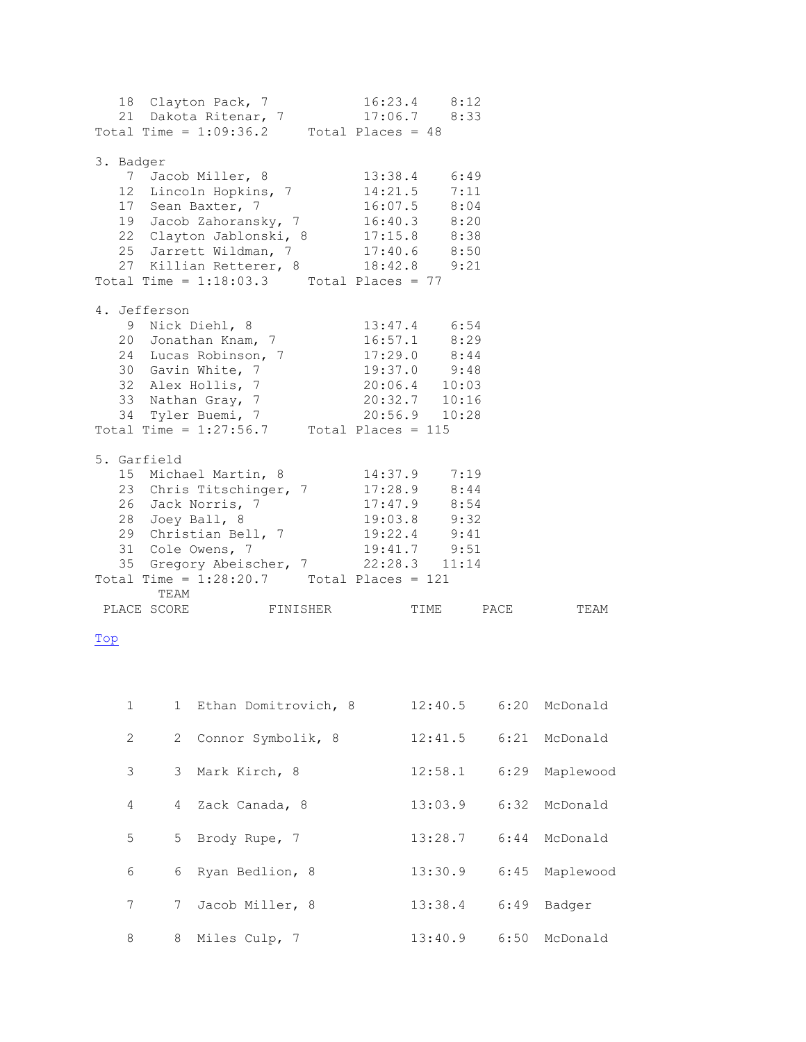```
   18  Clayton Pack, 7           16:23.4    8:12
   21  Dakota Ritenar, 7         17:06.7    8:33
Total Time = 1:09:36.2     Total Places = 48

3. Badger
    7  Jacob Miller, 8           13:38.4    6:49
   12  Lincoln Hopkins, 7        14:21.5    7:11
   17  Sean Baxter, 7            16:07.5    8:04
   19  Jacob Zahoransky, 7       16:40.3    8:20
   22  Clayton Jablonski, 8      17:15.8    8:38
   25  Jarrett Wildman, 7        17:40.6    8:50
   27  Killian Retterer, 8       18:42.8    9:21
Total Time = 1:18:03.3     Total Places = 77

4. Jefferson
    9  Nick Diehl, 8             13:47.4    6:54
   20  Jonathan Knam, 7          16:57.1    8:29
   24  Lucas Robinson, 7         17:29.0    8:44
   30  Gavin White, 7            19:37.0    9:48
   32  Alex Hollis, 7            20:06.4   10:03
   33  Nathan Gray, 7            20:32.7   10:16
   34  Tyler Buemi, 7            20:56.9   10:28
Total Time = 1:27:56.7     Total Places = 115

5. Garfield
   15  Michael Martin, 8         14:37.9    7:19
   23  Chris Titschinger, 7      17:28.9    8:44
   26  Jack Norris, 7            17:47.9    8:54
   28  Joey Ball, 8              19:03.8    9:32
   29  Christian Bell, 7         19:22.4    9:41
   31  Cole Owens, 7             19:41.7    9:51
   35  Gregory Abeischer, 7      22:28.3   11:14
Total Time = 1:28:20.7     Total Places = 121
```

Top

| PLACE | TEAM SCORE | FINISHER | TIME | PACE | TEAM |
|---|---|---|---|---|---|
| 1 | 1 | Ethan Domitrovich, 8 | 12:40.5 | 6:20 | McDonald |
| 2 | 2 | Connor Symbolik, 8 | 12:41.5 | 6:21 | McDonald |
| 3 | 3 | Mark Kirch, 8 | 12:58.1 | 6:29 | Maplewood |
| 4 | 4 | Zack Canada, 8 | 13:03.9 | 6:32 | McDonald |
| 5 | 5 | Brody Rupe, 7 | 13:28.7 | 6:44 | McDonald |
| 6 | 6 | Ryan Bedlion, 8 | 13:30.9 | 6:45 | Maplewood |
| 7 | 7 | Jacob Miller, 8 | 13:38.4 | 6:49 | Badger |
| 8 | 8 | Miles Culp, 7 | 13:40.9 | 6:50 | McDonald |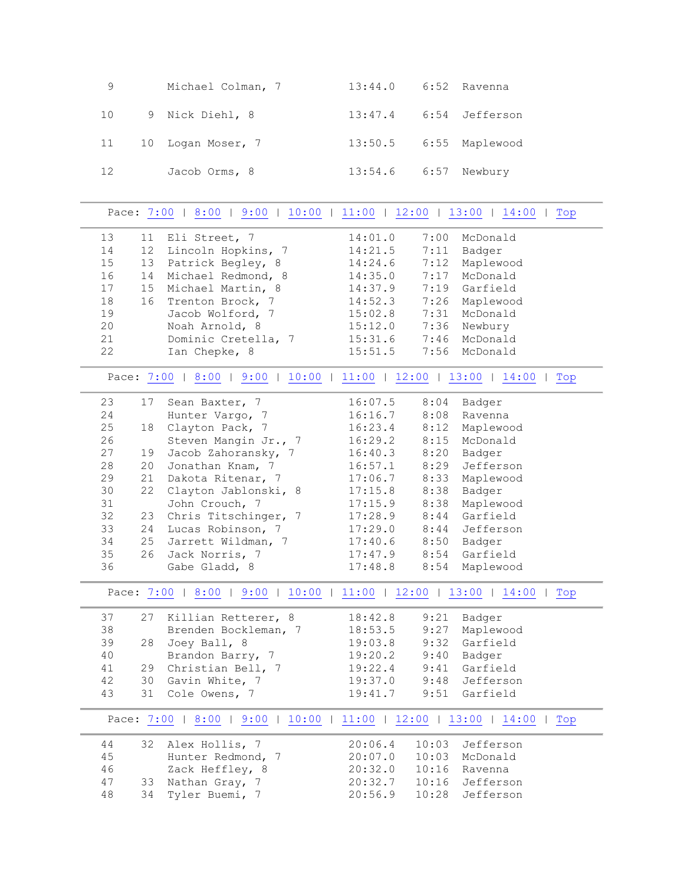| | | | | | |
|---|---|---|---|---|---|
| 9 | | Michael Colman, 7 | 13:44.0 | 6:52 | Ravenna |
| 10 | 9 | Nick Diehl, 8 | 13:47.4 | 6:54 | Jefferson |
| 11 | 10 | Logan Moser, 7 | 13:50.5 | 6:55 | Maplewood |
| 12 | | Jacob Orms, 8 | 13:54.6 | 6:57 | Newbury |

Pace: 7:00 | 8:00 | 9:00 | 10:00 | 11:00 | 12:00 | 13:00 | 14:00 | Top

| | | | | | |
|---|---|---|---|---|---|
| 13 | 11 | Eli Street, 7 | 14:01.0 | 7:00 | McDonald |
| 14 | 12 | Lincoln Hopkins, 7 | 14:21.5 | 7:11 | Badger |
| 15 | 13 | Patrick Begley, 8 | 14:24.6 | 7:12 | Maplewood |
| 16 | 14 | Michael Redmond, 8 | 14:35.0 | 7:17 | McDonald |
| 17 | 15 | Michael Martin, 8 | 14:37.9 | 7:19 | Garfield |
| 18 | 16 | Trenton Brock, 7 | 14:52.3 | 7:26 | Maplewood |
| 19 | | Jacob Wolford, 7 | 15:02.8 | 7:31 | McDonald |
| 20 | | Noah Arnold, 8 | 15:12.0 | 7:36 | Newbury |
| 21 | | Dominic Cretella, 7 | 15:31.6 | 7:46 | McDonald |
| 22 | | Ian Chepke, 8 | 15:51.5 | 7:56 | McDonald |

Pace: 7:00 | 8:00 | 9:00 | 10:00 | 11:00 | 12:00 | 13:00 | 14:00 | Top

| | | | | | |
|---|---|---|---|---|---|
| 23 | 17 | Sean Baxter, 7 | 16:07.5 | 8:04 | Badger |
| 24 | | Hunter Vargo, 7 | 16:16.7 | 8:08 | Ravenna |
| 25 | 18 | Clayton Pack, 7 | 16:23.4 | 8:12 | Maplewood |
| 26 | | Steven Mangin Jr., 7 | 16:29.2 | 8:15 | McDonald |
| 27 | 19 | Jacob Zahoransky, 7 | 16:40.3 | 8:20 | Badger |
| 28 | 20 | Jonathan Knam, 7 | 16:57.1 | 8:29 | Jefferson |
| 29 | 21 | Dakota Ritenar, 7 | 17:06.7 | 8:33 | Maplewood |
| 30 | 22 | Clayton Jablonski, 8 | 17:15.8 | 8:38 | Badger |
| 31 | | John Crouch, 7 | 17:15.9 | 8:38 | Maplewood |
| 32 | 23 | Chris Titschinger, 7 | 17:28.9 | 8:44 | Garfield |
| 33 | 24 | Lucas Robinson, 7 | 17:29.0 | 8:44 | Jefferson |
| 34 | 25 | Jarrett Wildman, 7 | 17:40.6 | 8:50 | Badger |
| 35 | 26 | Jack Norris, 7 | 17:47.9 | 8:54 | Garfield |
| 36 | | Gabe Gladd, 8 | 17:48.8 | 8:54 | Maplewood |

Pace: 7:00 | 8:00 | 9:00 | 10:00 | 11:00 | 12:00 | 13:00 | 14:00 | Top

| | | | | | |
|---|---|---|---|---|---|
| 37 | 27 | Killian Retterer, 8 | 18:42.8 | 9:21 | Badger |
| 38 | | Brenden Bockleman, 7 | 18:53.5 | 9:27 | Maplewood |
| 39 | 28 | Joey Ball, 8 | 19:03.8 | 9:32 | Garfield |
| 40 | | Brandon Barry, 7 | 19:20.2 | 9:40 | Badger |
| 41 | 29 | Christian Bell, 7 | 19:22.4 | 9:41 | Garfield |
| 42 | 30 | Gavin White, 7 | 19:37.0 | 9:48 | Jefferson |
| 43 | 31 | Cole Owens, 7 | 19:41.7 | 9:51 | Garfield |

Pace: 7:00 | 8:00 | 9:00 | 10:00 | 11:00 | 12:00 | 13:00 | 14:00 | Top

| | | | | | |
|---|---|---|---|---|---|
| 44 | 32 | Alex Hollis, 7 | 20:06.4 | 10:03 | Jefferson |
| 45 | | Hunter Redmond, 7 | 20:07.0 | 10:03 | McDonald |
| 46 | | Zack Heffley, 8 | 20:32.0 | 10:16 | Ravenna |
| 47 | 33 | Nathan Gray, 7 | 20:32.7 | 10:16 | Jefferson |
| 48 | 34 | Tyler Buemi, 7 | 20:56.9 | 10:28 | Jefferson |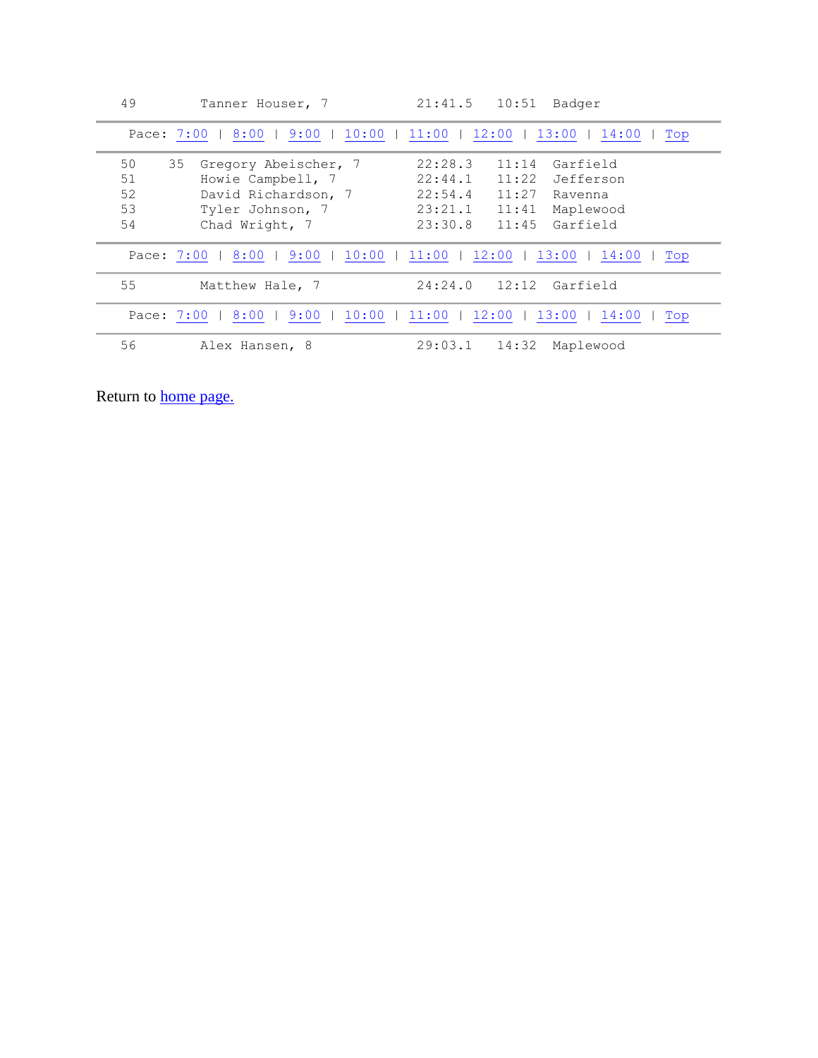| | | | | | |
|---|---|---|---|---|---|
| 49 | | Tanner Houser, 7 | 21:41.5 | 10:51 | Badger |

Pace: 7:00 | 8:00 | 9:00 | 10:00 | 11:00 | 12:00 | 13:00 | 14:00 | Top

| | | | | | |
|---|---|---|---|---|---|
| 50 | 35 | Gregory Abeischer, 7 | 22:28.3 | 11:14 | Garfield |
| 51 | | Howie Campbell, 7 | 22:44.1 | 11:22 | Jefferson |
| 52 | | David Richardson, 7 | 22:54.4 | 11:27 | Ravenna |
| 53 | | Tyler Johnson, 7 | 23:21.1 | 11:41 | Maplewood |
| 54 | | Chad Wright, 7 | 23:30.8 | 11:45 | Garfield |

Pace: 7:00 | 8:00 | 9:00 | 10:00 | 11:00 | 12:00 | 13:00 | 14:00 | Top

| | | | | | |
|---|---|---|---|---|---|
| 55 | | Matthew Hale, 7 | 24:24.0 | 12:12 | Garfield |

Pace: 7:00 | 8:00 | 9:00 | 10:00 | 11:00 | 12:00 | 13:00 | 14:00 | Top

| | | | | | |
|---|---|---|---|---|---|
| 56 | | Alex Hansen, 8 | 29:03.1 | 14:32 | Maplewood |

Return to home page.